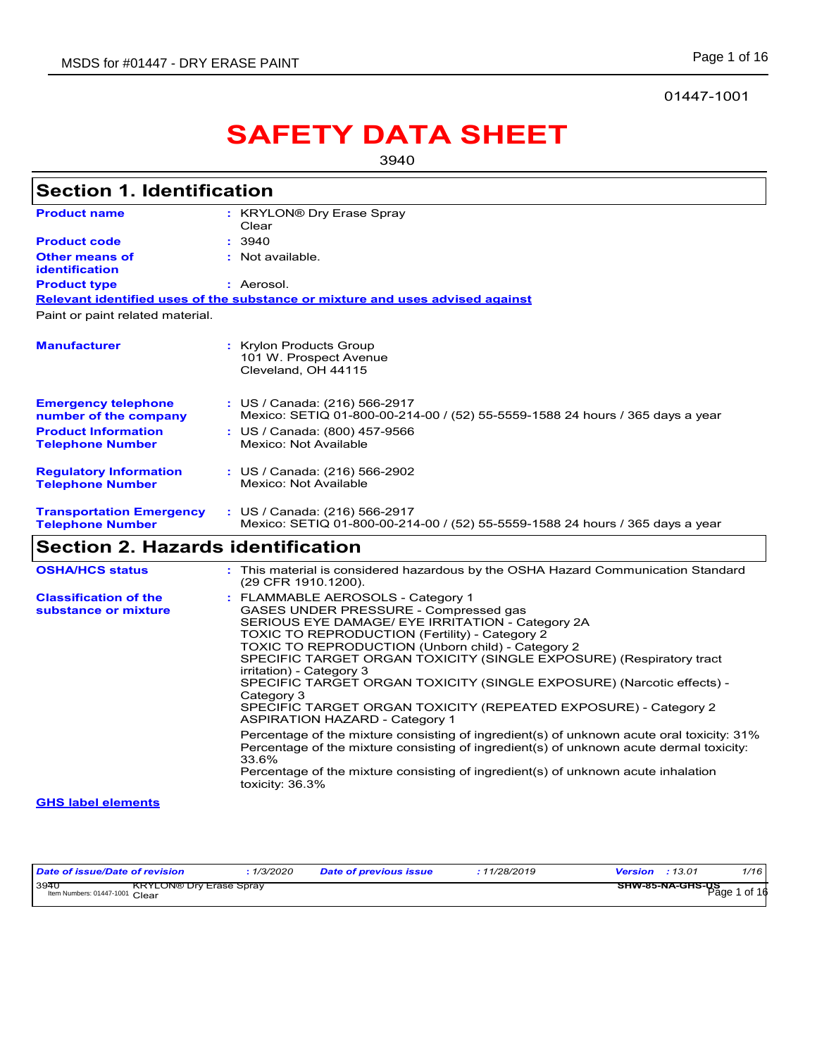01447-1001

# SAFETY DATA SHEET

3940

## Section 1. Identification

**Product name** : KRYLON® Dry Erase Spray
Clear

**Product code** : 3940

**Other means of identification** : Not available.

**Product type** : Aerosol.

**Relevant identified uses of the substance or mixture and uses advised against**

Paint or paint related material.

**Manufacturer** : Krylon Products Group
101 W. Prospect Avenue
Cleveland, OH 44115

**Emergency telephone number of the company** : US / Canada: (216) 566-2917
Mexico: SETIQ 01-800-00-214-00 / (52) 55-5559-1588 24 hours / 365 days a year

**Product Information Telephone Number** : US / Canada: (800) 457-9566
Mexico: Not Available

**Regulatory Information Telephone Number** : US / Canada: (216) 566-2902
Mexico: Not Available

**Transportation Emergency Telephone Number** : US / Canada: (216) 566-2917
Mexico: SETIQ 01-800-00-214-00 / (52) 55-5559-1588 24 hours / 365 days a year

## Section 2. Hazards identification

**OSHA/HCS status** : This material is considered hazardous by the OSHA Hazard Communication Standard (29 CFR 1910.1200).

**Classification of the substance or mixture** : FLAMMABLE AEROSOLS - Category 1
GASES UNDER PRESSURE - Compressed gas
SERIOUS EYE DAMAGE/ EYE IRRITATION - Category 2A
TOXIC TO REPRODUCTION (Fertility) - Category 2
TOXIC TO REPRODUCTION (Unborn child) - Category 2
SPECIFIC TARGET ORGAN TOXICITY (SINGLE EXPOSURE) (Respiratory tract irritation) - Category 3
SPECIFIC TARGET ORGAN TOXICITY (SINGLE EXPOSURE) (Narcotic effects) - Category 3
SPECIFIC TARGET ORGAN TOXICITY (REPEATED EXPOSURE) - Category 2
ASPIRATION HAZARD - Category 1

Percentage of the mixture consisting of ingredient(s) of unknown acute oral toxicity: 31%
Percentage of the mixture consisting of ingredient(s) of unknown acute dermal toxicity: 33.6%
Percentage of the mixture consisting of ingredient(s) of unknown acute inhalation toxicity: 36.3%

**GHS label elements**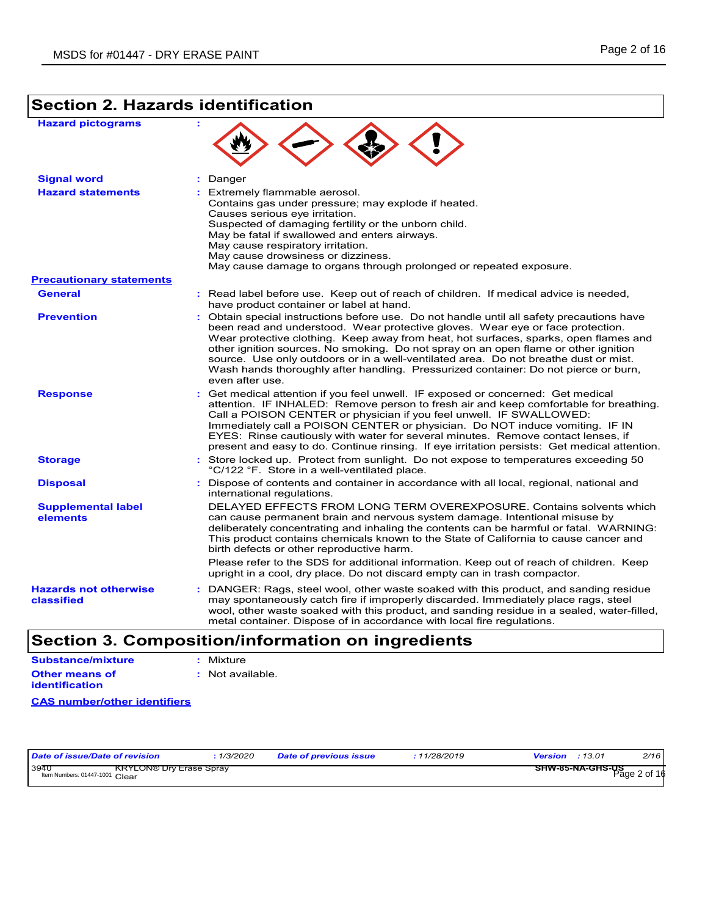## Section 2. Hazards identification

**Hazard pictograms** :

**Signal word** : Danger

**Hazard statements** : Extremely flammable aerosol.
Contains gas under pressure; may explode if heated.
Causes serious eye irritation.
Suspected of damaging fertility or the unborn child.
May be fatal if swallowed and enters airways.
May cause respiratory irritation.
May cause drowsiness or dizziness.
May cause damage to organs through prolonged or repeated exposure.

**Precautionary statements**

**General** : Read label before use. Keep out of reach of children. If medical advice is needed, have product container or label at hand.

**Prevention** : Obtain special instructions before use. Do not handle until all safety precautions have been read and understood. Wear protective gloves. Wear eye or face protection. Wear protective clothing. Keep away from heat, hot surfaces, sparks, open flames and other ignition sources. No smoking. Do not spray on an open flame or other ignition source. Use only outdoors or in a well-ventilated area. Do not breathe dust or mist. Wash hands thoroughly after handling. Pressurized container: Do not pierce or burn, even after use.

**Response** : Get medical attention if you feel unwell. IF exposed or concerned: Get medical attention. IF INHALED: Remove person to fresh air and keep comfortable for breathing. Call a POISON CENTER or physician if you feel unwell. IF SWALLOWED: Immediately call a POISON CENTER or physician. Do NOT induce vomiting. IF IN EYES: Rinse cautiously with water for several minutes. Remove contact lenses, if present and easy to do. Continue rinsing. If eye irritation persists: Get medical attention.

**Storage** : Store locked up. Protect from sunlight. Do not expose to temperatures exceeding 50 °C/122 °F. Store in a well-ventilated place.

**Disposal** : Dispose of contents and container in accordance with all local, regional, national and international regulations.

**Supplemental label elements** DELAYED EFFECTS FROM LONG TERM OVEREXPOSURE. Contains solvents which can cause permanent brain and nervous system damage. Intentional misuse by deliberately concentrating and inhaling the contents can be harmful or fatal. WARNING: This product contains chemicals known to the State of California to cause cancer and birth defects or other reproductive harm.

Please refer to the SDS for additional information. Keep out of reach of children. Keep upright in a cool, dry place. Do not discard empty can in trash compactor.

**Hazards not otherwise classified** : DANGER: Rags, steel wool, other waste soaked with this product, and sanding residue may spontaneously catch fire if improperly discarded. Immediately place rags, steel wool, other waste soaked with this product, and sanding residue in a sealed, water-filled, metal container. Dispose of in accordance with local fire regulations.

## Section 3. Composition/information on ingredients

**Substance/mixture** : Mixture

**Other means of identification** : Not available.

**CAS number/other identifiers**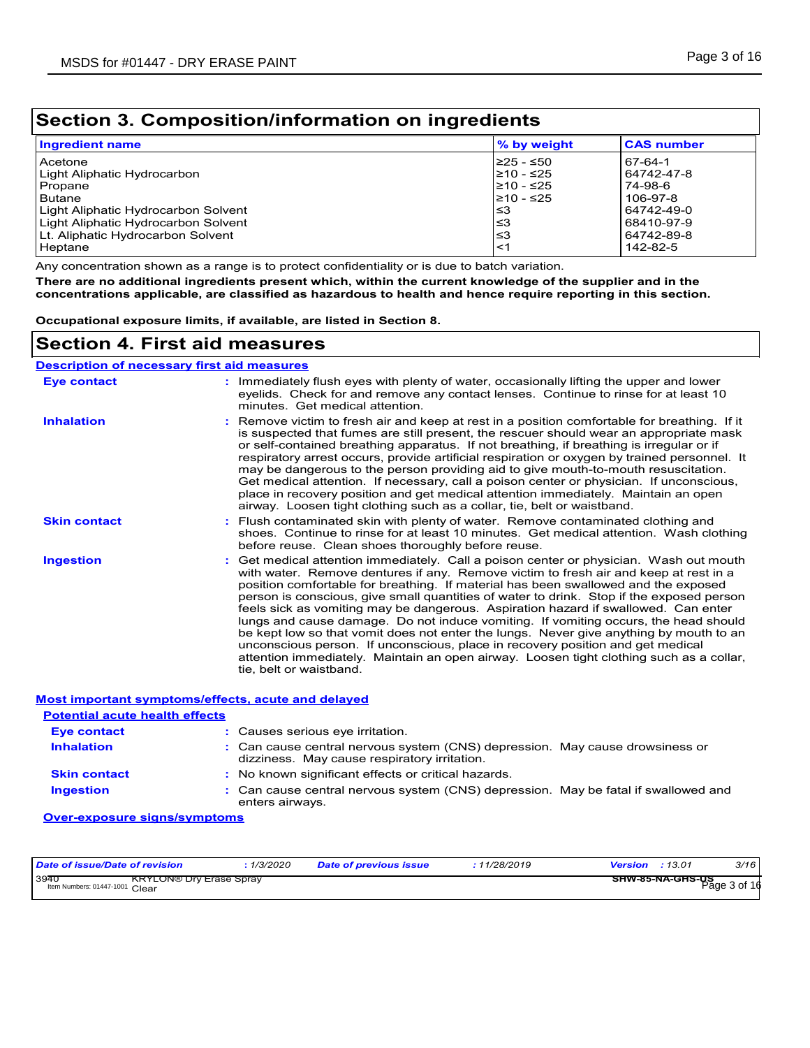## Section 3. Composition/information on ingredients

| Ingredient name | % by weight | CAS number |
|---|---|---|
| Acetone | ≥25 - ≤50 | 67-64-1 |
| Light Aliphatic Hydrocarbon | ≥10 - ≤25 | 64742-47-8 |
| Propane | ≥10 - ≤25 | 74-98-6 |
| Butane | ≥10 - ≤25 | 106-97-8 |
| Light Aliphatic Hydrocarbon Solvent | ≤3 | 64742-49-0 |
| Light Aliphatic Hydrocarbon Solvent | ≤3 | 68410-97-9 |
| Lt. Aliphatic Hydrocarbon Solvent | ≤3 | 64742-89-8 |
| Heptane | <1 | 142-82-5 |

Any concentration shown as a range is to protect confidentiality or is due to batch variation.

**There are no additional ingredients present which, within the current knowledge of the supplier and in the concentrations applicable, are classified as hazardous to health and hence require reporting in this section.**

**Occupational exposure limits, if available, are listed in Section 8.**

## Section 4. First aid measures

### Description of necessary first aid measures

**Eye contact** : Immediately flush eyes with plenty of water, occasionally lifting the upper and lower eyelids. Check for and remove any contact lenses. Continue to rinse for at least 10 minutes. Get medical attention.

**Inhalation** : Remove victim to fresh air and keep at rest in a position comfortable for breathing. If it is suspected that fumes are still present, the rescuer should wear an appropriate mask or self-contained breathing apparatus. If not breathing, if breathing is irregular or if respiratory arrest occurs, provide artificial respiration or oxygen by trained personnel. It may be dangerous to the person providing aid to give mouth-to-mouth resuscitation. Get medical attention. If necessary, call a poison center or physician. If unconscious, place in recovery position and get medical attention immediately. Maintain an open airway. Loosen tight clothing such as a collar, tie, belt or waistband.

**Skin contact** : Flush contaminated skin with plenty of water. Remove contaminated clothing and shoes. Continue to rinse for at least 10 minutes. Get medical attention. Wash clothing before reuse. Clean shoes thoroughly before reuse.

**Ingestion** : Get medical attention immediately. Call a poison center or physician. Wash out mouth with water. Remove dentures if any. Remove victim to fresh air and keep at rest in a position comfortable for breathing. If material has been swallowed and the exposed person is conscious, give small quantities of water to drink. Stop if the exposed person feels sick as vomiting may be dangerous. Aspiration hazard if swallowed. Can enter lungs and cause damage. Do not induce vomiting. If vomiting occurs, the head should be kept low so that vomit does not enter the lungs. Never give anything by mouth to an unconscious person. If unconscious, place in recovery position and get medical attention immediately. Maintain an open airway. Loosen tight clothing such as a collar, tie, belt or waistband.

### Most important symptoms/effects, acute and delayed

#### Potential acute health effects

**Eye contact** : Causes serious eye irritation.

**Inhalation** : Can cause central nervous system (CNS) depression. May cause drowsiness or dizziness. May cause respiratory irritation.

**Skin contact** : No known significant effects or critical hazards.

**Ingestion** : Can cause central nervous system (CNS) depression. May be fatal if swallowed and enters airways.

#### Over-exposure signs/symptoms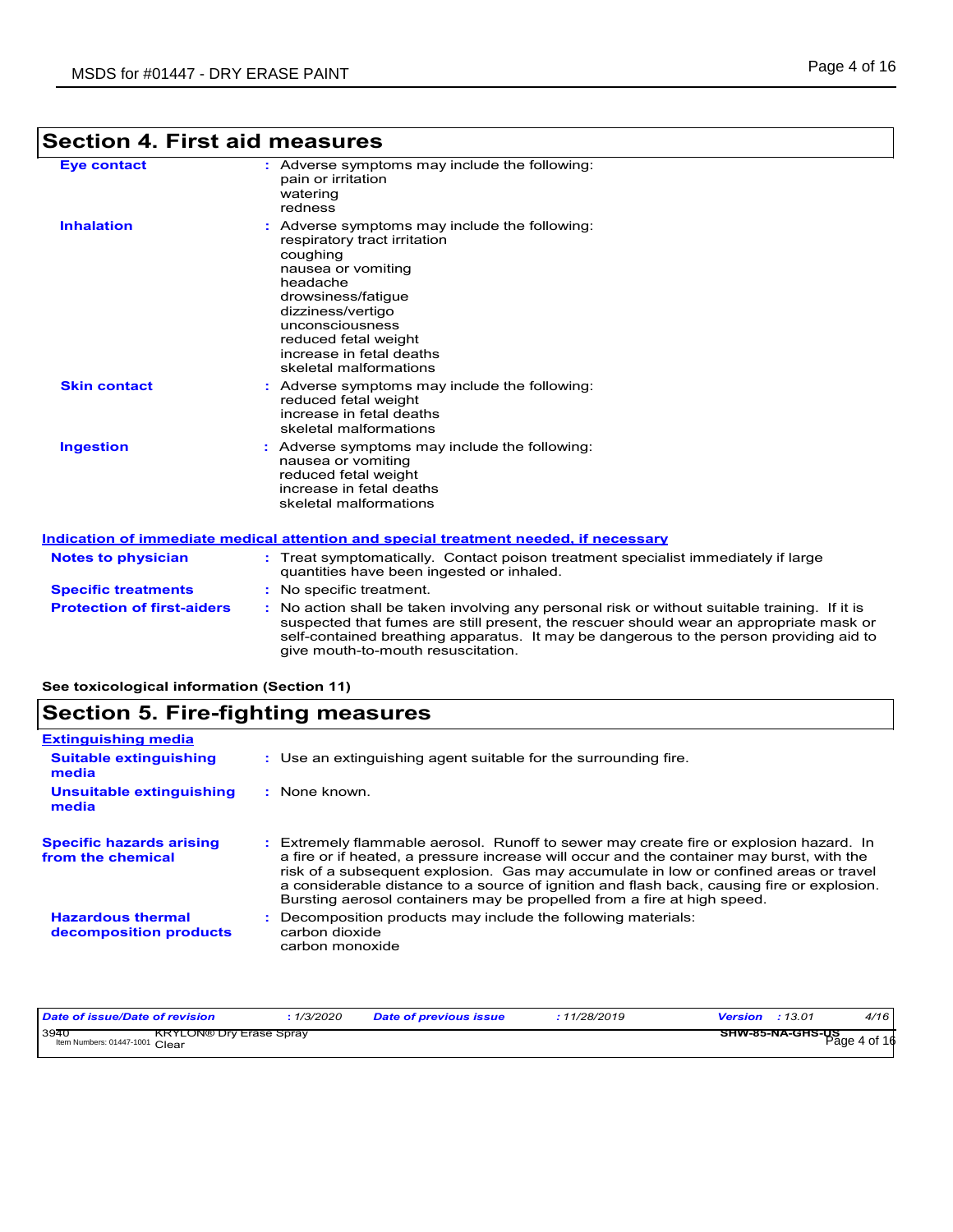## Section 4. First aid measures

**Eye contact** : Adverse symptoms may include the following:
pain or irritation
watering
redness

**Inhalation** : Adverse symptoms may include the following:
respiratory tract irritation
coughing
nausea or vomiting
headache
drowsiness/fatigue
dizziness/vertigo
unconsciousness
reduced fetal weight
increase in fetal deaths
skeletal malformations

**Skin contact** : Adverse symptoms may include the following:
reduced fetal weight
increase in fetal deaths
skeletal malformations

**Ingestion** : Adverse symptoms may include the following:
nausea or vomiting
reduced fetal weight
increase in fetal deaths
skeletal malformations

### Indication of immediate medical attention and special treatment needed, if necessary

**Notes to physician** : Treat symptomatically. Contact poison treatment specialist immediately if large quantities have been ingested or inhaled.

**Specific treatments** : No specific treatment.

**Protection of first-aiders** : No action shall be taken involving any personal risk or without suitable training. If it is suspected that fumes are still present, the rescuer should wear an appropriate mask or self-contained breathing apparatus. It may be dangerous to the person providing aid to give mouth-to-mouth resuscitation.

**See toxicological information (Section 11)**

## Section 5. Fire-fighting measures

### Extinguishing media

**Suitable extinguishing media** : Use an extinguishing agent suitable for the surrounding fire.

**Unsuitable extinguishing media** : None known.

**Specific hazards arising from the chemical** : Extremely flammable aerosol. Runoff to sewer may create fire or explosion hazard. In a fire or if heated, a pressure increase will occur and the container may burst, with the risk of a subsequent explosion. Gas may accumulate in low or confined areas or travel a considerable distance to a source of ignition and flash back, causing fire or explosion. Bursting aerosol containers may be propelled from a fire at high speed.

**Hazardous thermal decomposition products** : Decomposition products may include the following materials:
carbon dioxide
carbon monoxide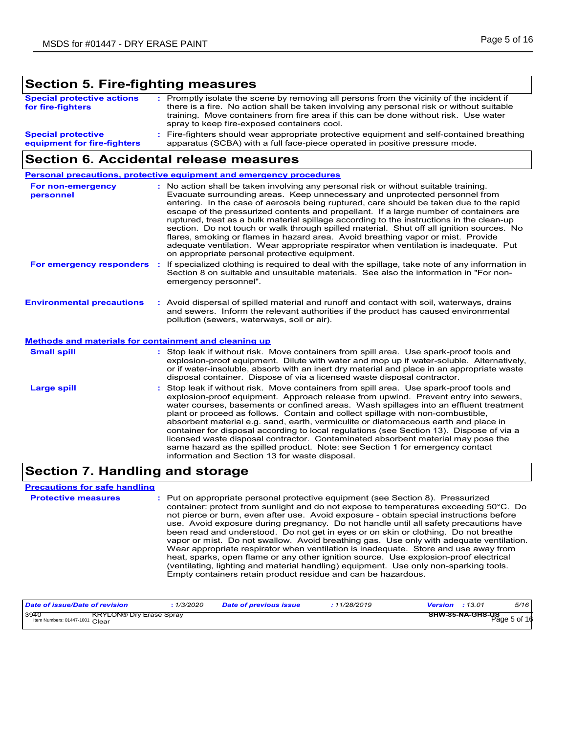## Section 5. Fire-fighting measures

**Special protective actions for fire-fighters** : Promptly isolate the scene by removing all persons from the vicinity of the incident if there is a fire. No action shall be taken involving any personal risk or without suitable training. Move containers from fire area if this can be done without risk. Use water spray to keep fire-exposed containers cool.

**Special protective equipment for fire-fighters** : Fire-fighters should wear appropriate protective equipment and self-contained breathing apparatus (SCBA) with a full face-piece operated in positive pressure mode.

## Section 6. Accidental release measures

### Personal precautions, protective equipment and emergency procedures

**For non-emergency personnel** : No action shall be taken involving any personal risk or without suitable training. Evacuate surrounding areas. Keep unnecessary and unprotected personnel from entering. In the case of aerosols being ruptured, care should be taken due to the rapid escape of the pressurized contents and propellant. If a large number of containers are ruptured, treat as a bulk material spillage according to the instructions in the clean-up section. Do not touch or walk through spilled material. Shut off all ignition sources. No flares, smoking or flames in hazard area. Avoid breathing vapor or mist. Provide adequate ventilation. Wear appropriate respirator when ventilation is inadequate. Put on appropriate personal protective equipment.

**For emergency responders** : If specialized clothing is required to deal with the spillage, take note of any information in Section 8 on suitable and unsuitable materials. See also the information in "For non-emergency personnel".

**Environmental precautions** : Avoid dispersal of spilled material and runoff and contact with soil, waterways, drains and sewers. Inform the relevant authorities if the product has caused environmental pollution (sewers, waterways, soil or air).

### Methods and materials for containment and cleaning up

**Small spill** : Stop leak if without risk. Move containers from spill area. Use spark-proof tools and explosion-proof equipment. Dilute with water and mop up if water-soluble. Alternatively, or if water-insoluble, absorb with an inert dry material and place in an appropriate waste disposal container. Dispose of via a licensed waste disposal contractor.

**Large spill** : Stop leak if without risk. Move containers from spill area. Use spark-proof tools and explosion-proof equipment. Approach release from upwind. Prevent entry into sewers, water courses, basements or confined areas. Wash spillages into an effluent treatment plant or proceed as follows. Contain and collect spillage with non-combustible, absorbent material e.g. sand, earth, vermiculite or diatomaceous earth and place in container for disposal according to local regulations (see Section 13). Dispose of via a licensed waste disposal contractor. Contaminated absorbent material may pose the same hazard as the spilled product. Note: see Section 1 for emergency contact information and Section 13 for waste disposal.

## Section 7. Handling and storage

### Precautions for safe handling

**Protective measures** : Put on appropriate personal protective equipment (see Section 8). Pressurized container: protect from sunlight and do not expose to temperatures exceeding 50°C. Do not pierce or burn, even after use. Avoid exposure - obtain special instructions before use. Avoid exposure during pregnancy. Do not handle until all safety precautions have been read and understood. Do not get in eyes or on skin or clothing. Do not breathe vapor or mist. Do not swallow. Avoid breathing gas. Use only with adequate ventilation. Wear appropriate respirator when ventilation is inadequate. Store and use away from heat, sparks, open flame or any other ignition source. Use explosion-proof electrical (ventilating, lighting and material handling) equipment. Use only non-sparking tools. Empty containers retain product residue and can be hazardous.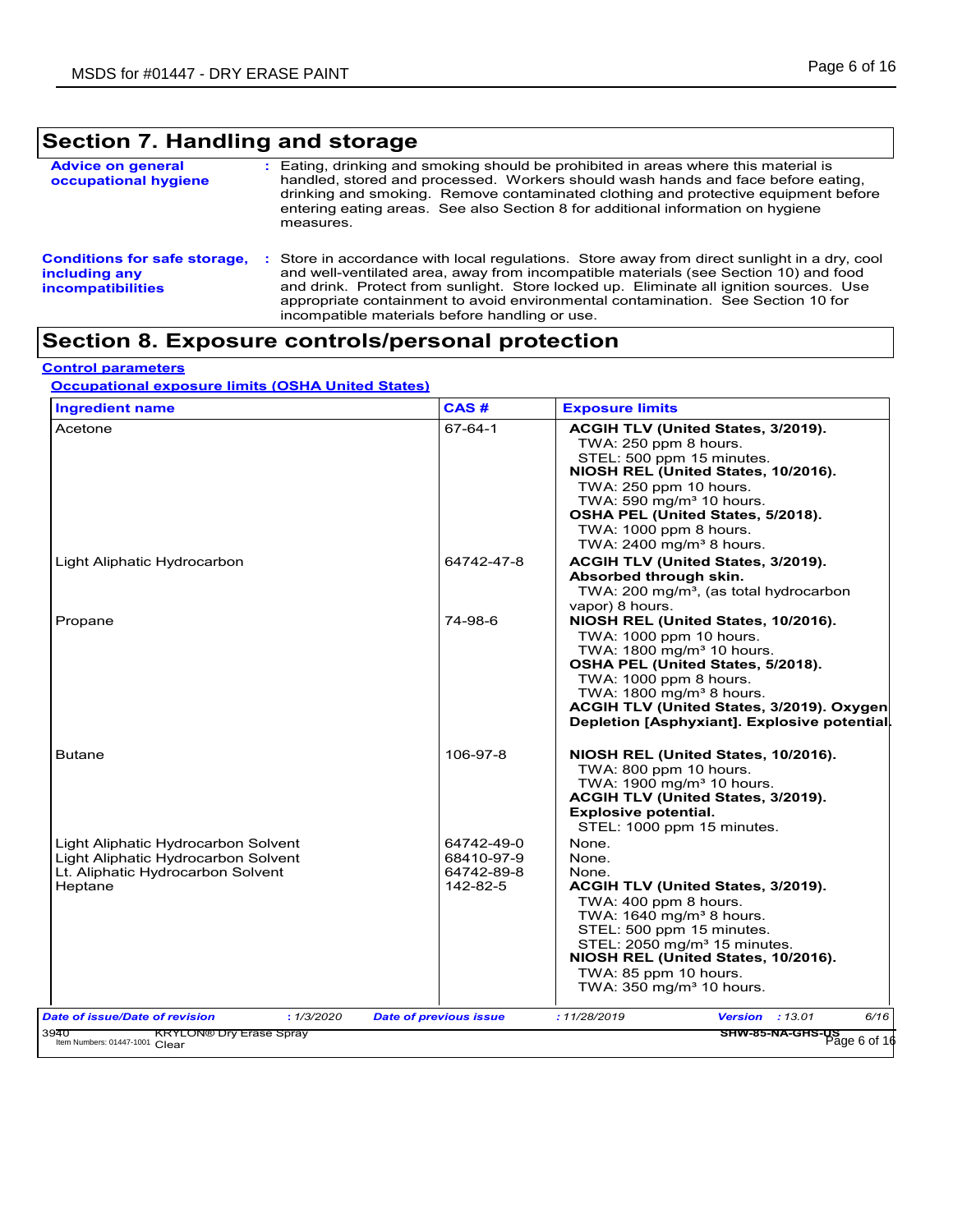## Section 7. Handling and storage

**Advice on general occupational hygiene** : Eating, drinking and smoking should be prohibited in areas where this material is handled, stored and processed. Workers should wash hands and face before eating, drinking and smoking. Remove contaminated clothing and protective equipment before entering eating areas. See also Section 8 for additional information on hygiene measures.

**Conditions for safe storage, including any incompatibilities** : Store in accordance with local regulations. Store away from direct sunlight in a dry, cool and well-ventilated area, away from incompatible materials (see Section 10) and food and drink. Protect from sunlight. Store locked up. Eliminate all ignition sources. Use appropriate containment to avoid environmental contamination. See Section 10 for incompatible materials before handling or use.

## Section 8. Exposure controls/personal protection

### Control parameters

#### Occupational exposure limits (OSHA United States)

| Ingredient name | CAS # | Exposure limits |
|---|---|---|
| Acetone | 67-64-1 | **ACGIH TLV (United States, 3/2019).**<br>TWA: 250 ppm 8 hours.<br>STEL: 500 ppm 15 minutes.<br>**NIOSH REL (United States, 10/2016).**<br>TWA: 250 ppm 10 hours.<br>TWA: 590 mg/m³ 10 hours.<br>**OSHA PEL (United States, 5/2018).**<br>TWA: 1000 ppm 8 hours.<br>TWA: 2400 mg/m³ 8 hours. |
| Light Aliphatic Hydrocarbon | 64742-47-8 | **ACGIH TLV (United States, 3/2019). Absorbed through skin.**<br>TWA: 200 mg/m³, (as total hydrocarbon vapor) 8 hours. |
| Propane | 74-98-6 | **NIOSH REL (United States, 10/2016).**<br>TWA: 1000 ppm 10 hours.<br>TWA: 1800 mg/m³ 10 hours.<br>**OSHA PEL (United States, 5/2018).**<br>TWA: 1000 ppm 8 hours.<br>TWA: 1800 mg/m³ 8 hours.<br>**ACGIH TLV (United States, 3/2019). Oxygen Depletion [Asphyxiant]. Explosive potential.** |
| Butane | 106-97-8 | **NIOSH REL (United States, 10/2016).**<br>TWA: 800 ppm 10 hours.<br>TWA: 1900 mg/m³ 10 hours.<br>**ACGIH TLV (United States, 3/2019). Explosive potential.**<br>STEL: 1000 ppm 15 minutes. |
| Light Aliphatic Hydrocarbon Solvent | 64742-49-0 | None. |
| Light Aliphatic Hydrocarbon Solvent | 68410-97-9 | None. |
| Lt. Aliphatic Hydrocarbon Solvent | 64742-89-8 | None. |
| Heptane | 142-82-5 | **ACGIH TLV (United States, 3/2019).**<br>TWA: 400 ppm 8 hours.<br>TWA: 1640 mg/m³ 8 hours.<br>STEL: 500 ppm 15 minutes.<br>STEL: 2050 mg/m³ 15 minutes.<br>**NIOSH REL (United States, 10/2016).**<br>TWA: 85 ppm 10 hours.<br>TWA: 350 mg/m³ 10 hours. |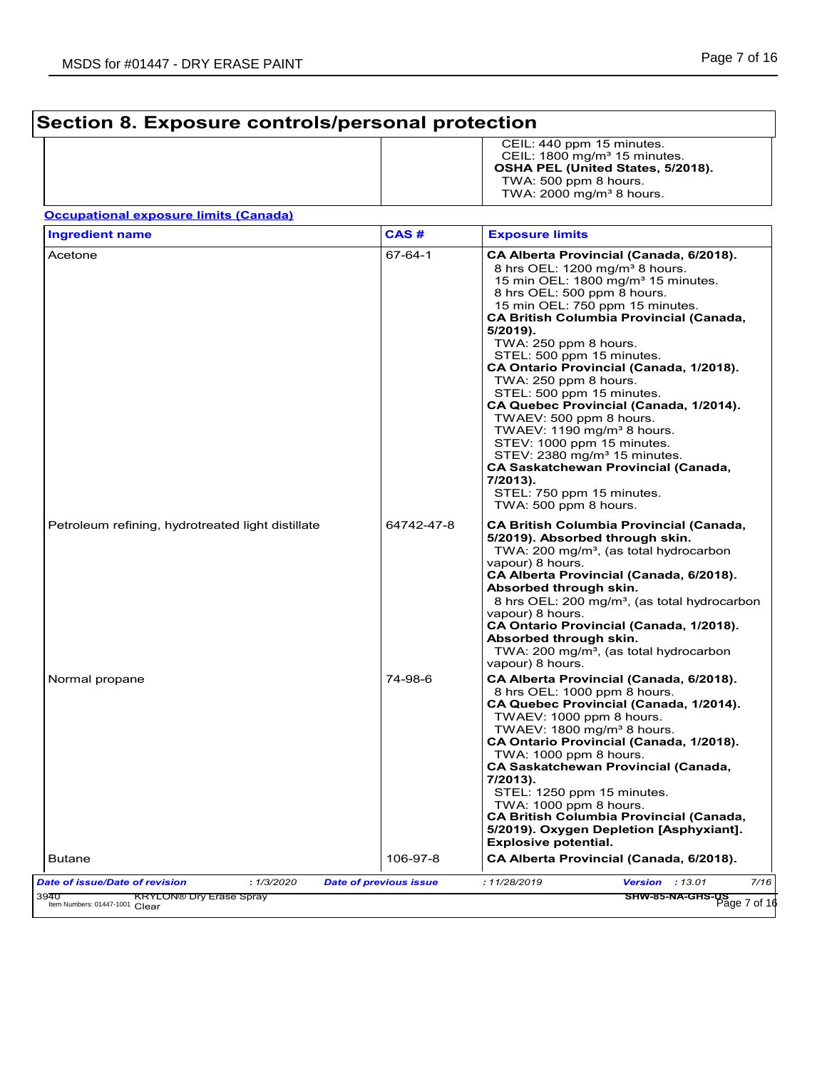## Section 8. Exposure controls/personal protection

| | | |
|---|---|---|
| | | CEIL: 440 ppm 15 minutes.<br>CEIL: 1800 mg/m³ 15 minutes.<br>**OSHA PEL (United States, 5/2018).**<br>TWA: 500 ppm 8 hours.<br>TWA: 2000 mg/m³ 8 hours. |

**Occupational exposure limits (Canada)**

| Ingredient name | CAS # | Exposure limits |
|---|---|---|
| Acetone | 67-64-1 | **CA Alberta Provincial (Canada, 6/2018).**<br>8 hrs OEL: 1200 mg/m³ 8 hours.<br>15 min OEL: 1800 mg/m³ 15 minutes.<br>8 hrs OEL: 500 ppm 8 hours.<br>15 min OEL: 750 ppm 15 minutes.<br>**CA British Columbia Provincial (Canada, 5/2019).**<br>TWA: 250 ppm 8 hours.<br>STEL: 500 ppm 15 minutes.<br>**CA Ontario Provincial (Canada, 1/2018).**<br>TWA: 250 ppm 8 hours.<br>STEL: 500 ppm 15 minutes.<br>**CA Quebec Provincial (Canada, 1/2014).**<br>TWAEV: 500 ppm 8 hours.<br>TWAEV: 1190 mg/m³ 8 hours.<br>STEV: 1000 ppm 15 minutes.<br>STEV: 2380 mg/m³ 15 minutes.<br>**CA Saskatchewan Provincial (Canada, 7/2013).**<br>STEL: 750 ppm 15 minutes.<br>TWA: 500 ppm 8 hours. |
| Petroleum refining, hydrotreated light distillate | 64742-47-8 | **CA British Columbia Provincial (Canada, 5/2019). Absorbed through skin.**<br>TWA: 200 mg/m³, (as total hydrocarbon vapour) 8 hours.<br>**CA Alberta Provincial (Canada, 6/2018). Absorbed through skin.**<br>8 hrs OEL: 200 mg/m³, (as total hydrocarbon vapour) 8 hours.<br>**CA Ontario Provincial (Canada, 1/2018). Absorbed through skin.**<br>TWA: 200 mg/m³, (as total hydrocarbon vapour) 8 hours. |
| Normal propane | 74-98-6 | **CA Alberta Provincial (Canada, 6/2018).**<br>8 hrs OEL: 1000 ppm 8 hours.<br>**CA Quebec Provincial (Canada, 1/2014).**<br>TWAEV: 1000 ppm 8 hours.<br>TWAEV: 1800 mg/m³ 8 hours.<br>**CA Ontario Provincial (Canada, 1/2018).**<br>TWA: 1000 ppm 8 hours.<br>**CA Saskatchewan Provincial (Canada, 7/2013).**<br>STEL: 1250 ppm 15 minutes.<br>TWA: 1000 ppm 8 hours.<br>**CA British Columbia Provincial (Canada, 5/2019). Oxygen Depletion [Asphyxiant]. Explosive potential.** |
| Butane | 106-97-8 | **CA Alberta Provincial (Canada, 6/2018).** |

*Date of issue/Date of revision* : 1/3/2020 *Date of previous issue* : 11/28/2019 *Version* : 13.01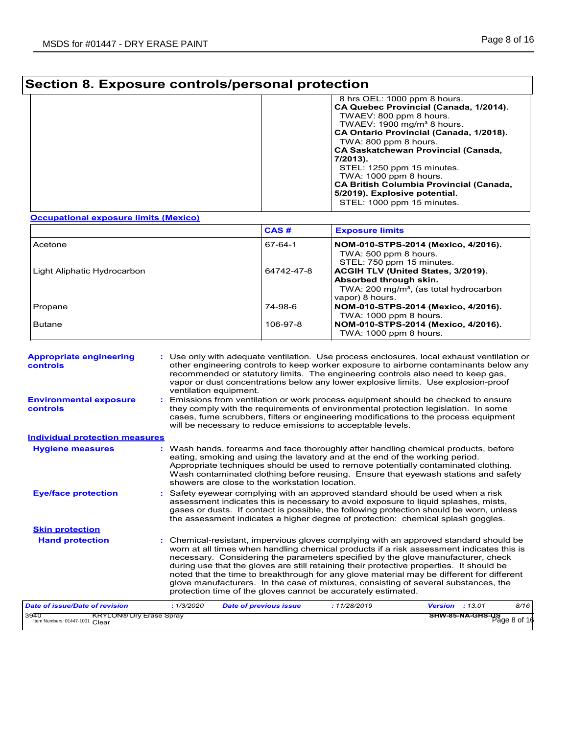## Section 8. Exposure controls/personal protection

| | | |
|---|---|---|
| | | 8 hrs OEL: 1000 ppm 8 hours.<br>**CA Quebec Provincial (Canada, 1/2014).**<br>TWAEV: 800 ppm 8 hours.<br>TWAEV: 1900 mg/m³ 8 hours.<br>**CA Ontario Provincial (Canada, 1/2018).**<br>TWA: 800 ppm 8 hours.<br>**CA Saskatchewan Provincial (Canada, 7/2013).**<br>STEL: 1250 ppm 15 minutes.<br>TWA: 1000 ppm 8 hours.<br>**CA British Columbia Provincial (Canada, 5/2019). Explosive potential.**<br>STEL: 1000 ppm 15 minutes. |

**Occupational exposure limits (Mexico)**

| | CAS # | Exposure limits |
|---|---|---|
| Acetone | 67-64-1 | **NOM-010-STPS-2014 (Mexico, 4/2016).**<br>TWA: 500 ppm 8 hours.<br>STEL: 750 ppm 15 minutes. |
| Light Aliphatic Hydrocarbon | 64742-47-8 | **ACGIH TLV (United States, 3/2019). Absorbed through skin.**<br>TWA: 200 mg/m³, (as total hydrocarbon vapor) 8 hours. |
| Propane | 74-98-6 | **NOM-010-STPS-2014 (Mexico, 4/2016).**<br>TWA: 1000 ppm 8 hours. |
| Butane | 106-97-8 | **NOM-010-STPS-2014 (Mexico, 4/2016).**<br>TWA: 1000 ppm 8 hours. |

**Appropriate engineering controls** : Use only with adequate ventilation. Use process enclosures, local exhaust ventilation or other engineering controls to keep worker exposure to airborne contaminants below any recommended or statutory limits. The engineering controls also need to keep gas, vapor or dust concentrations below any lower explosive limits. Use explosion-proof ventilation equipment.

**Environmental exposure controls** : Emissions from ventilation or work process equipment should be checked to ensure they comply with the requirements of environmental protection legislation. In some cases, fume scrubbers, filters or engineering modifications to the process equipment will be necessary to reduce emissions to acceptable levels.

**Individual protection measures**

**Hygiene measures** : Wash hands, forearms and face thoroughly after handling chemical products, before eating, smoking and using the lavatory and at the end of the working period. Appropriate techniques should be used to remove potentially contaminated clothing. Wash contaminated clothing before reusing. Ensure that eyewash stations and safety showers are close to the workstation location.

**Eye/face protection** : Safety eyewear complying with an approved standard should be used when a risk assessment indicates this is necessary to avoid exposure to liquid splashes, mists, gases or dusts. If contact is possible, the following protection should be worn, unless the assessment indicates a higher degree of protection: chemical splash goggles.

**Skin protection**

**Hand protection** : Chemical-resistant, impervious gloves complying with an approved standard should be worn at all times when handling chemical products if a risk assessment indicates this is necessary. Considering the parameters specified by the glove manufacturer, check during use that the gloves are still retaining their protective properties. It should be noted that the time to breakthrough for any glove material may be different for different glove manufacturers. In the case of mixtures, consisting of several substances, the protection time of the gloves cannot be accurately estimated.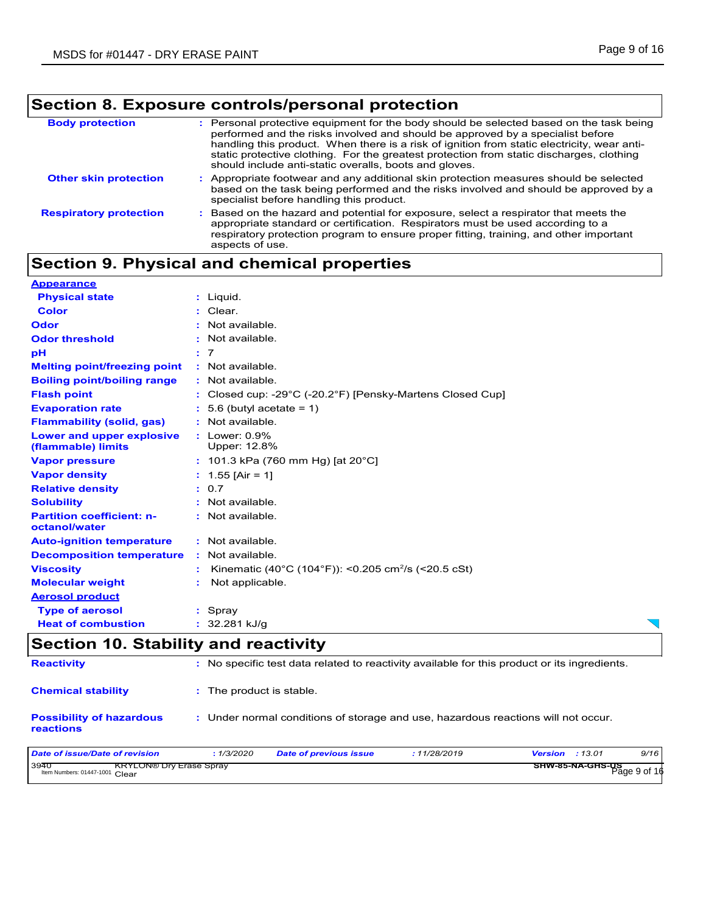## Section 8. Exposure controls/personal protection

| | |
|---|---|
| **Body protection** | : Personal protective equipment for the body should be selected based on the task being performed and the risks involved and should be approved by a specialist before handling this product. When there is a risk of ignition from static electricity, wear anti-static protective clothing. For the greatest protection from static discharges, clothing should include anti-static overalls, boots and gloves. |
| **Other skin protection** | : Appropriate footwear and any additional skin protection measures should be selected based on the task being performed and the risks involved and should be approved by a specialist before handling this product. |
| **Respiratory protection** | : Based on the hazard and potential for exposure, select a respirator that meets the appropriate standard or certification. Respirators must be used according to a respiratory protection program to ensure proper fitting, training, and other important aspects of use. |

## Section 9. Physical and chemical properties

| | |
|---|---|
| **Appearance** | |
| **Physical state** | : Liquid. |
| **Color** | : Clear. |
| **Odor** | : Not available. |
| **Odor threshold** | : Not available. |
| **pH** | : 7 |
| **Melting point/freezing point** | : Not available. |
| **Boiling point/boiling range** | : Not available. |
| **Flash point** | : Closed cup: -29°C (-20.2°F) [Pensky-Martens Closed Cup] |
| **Evaporation rate** | : 5.6 (butyl acetate = 1) |
| **Flammability (solid, gas)** | : Not available. |
| **Lower and upper explosive (flammable) limits** | : Lower: 0.9%<br>Upper: 12.8% |
| **Vapor pressure** | : 101.3 kPa (760 mm Hg) [at 20°C] |
| **Vapor density** | : 1.55 [Air = 1] |
| **Relative density** | : 0.7 |
| **Solubility** | : Not available. |
| **Partition coefficient: n-octanol/water** | : Not available. |
| **Auto-ignition temperature** | : Not available. |
| **Decomposition temperature** | : Not available. |
| **Viscosity** | : Kinematic (40°C (104°F)): <0.205 $cm^2/s$ (<20.5 cSt) |
| **Molecular weight** | : Not applicable. |
| **Aerosol product** | |
| **Type of aerosol** | : Spray |
| **Heat of combustion** | : 32.281 kJ/g |

## Section 10. Stability and reactivity

| | |
|---|---|
| **Reactivity** | : No specific test data related to reactivity available for this product or its ingredients. |
| **Chemical stability** | : The product is stable. |
| **Possibility of hazardous reactions** | : Under normal conditions of storage and use, hazardous reactions will not occur. |

| Date of issue/Date of revision | : 1/3/2020 | Date of previous issue | : 11/28/2019 | Version | : 13.01 |
|---|---|---|---|---|---|

3940 KRYLON® Dry Erase Spray
Item Numbers: 01447-1001 Clear
SHW-85-NA-GHS-US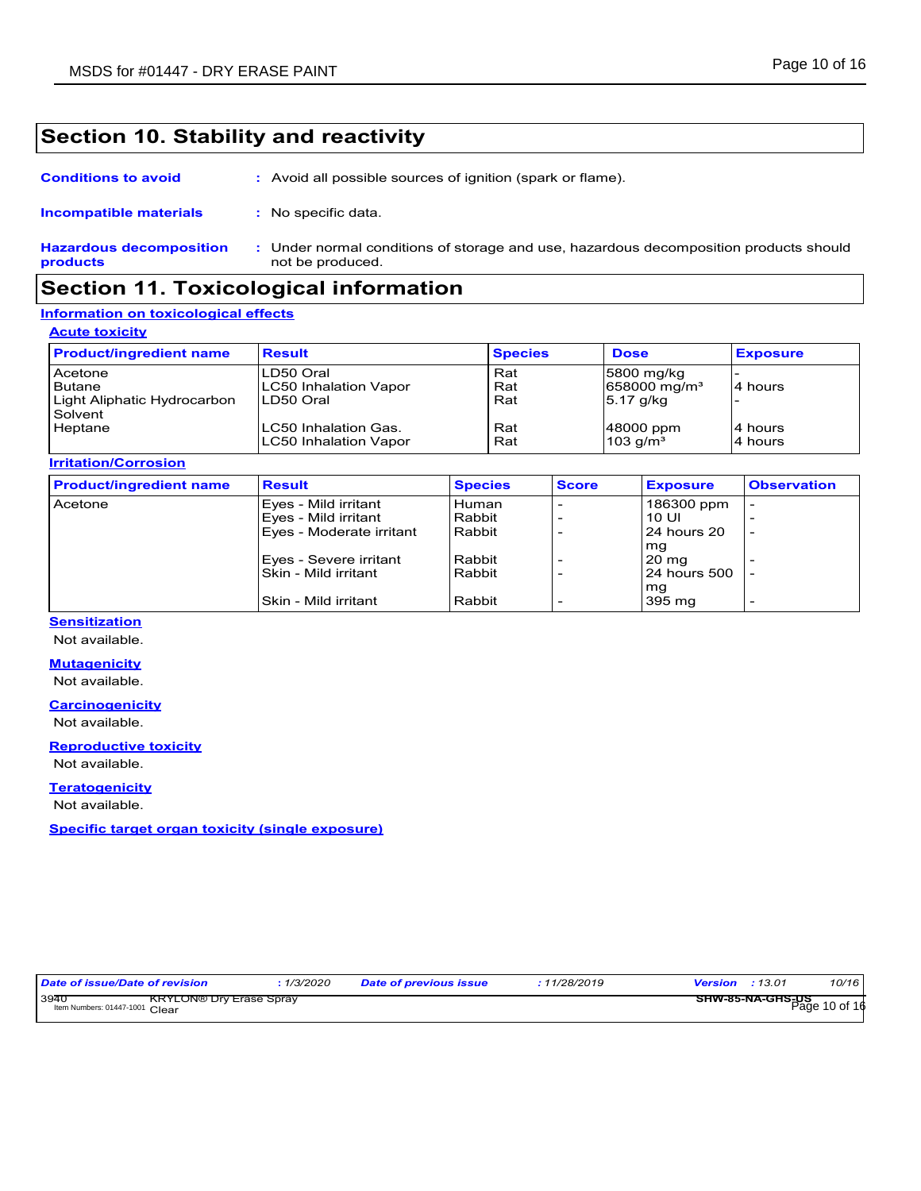## Section 10. Stability and reactivity

**Conditions to avoid** : Avoid all possible sources of ignition (spark or flame).

**Incompatible materials** : No specific data.

**Hazardous decomposition products** : Under normal conditions of storage and use, hazardous decomposition products should not be produced.

## Section 11. Toxicological information

### Information on toxicological effects

#### Acute toxicity

| Product/ingredient name | Result | Species | Dose | Exposure |
|---|---|---|---|---|
| Acetone | LD50 Oral | Rat | 5800 mg/kg | - |
| Butane | LC50 Inhalation Vapor | Rat | 658000 mg/m³ | 4 hours |
| Light Aliphatic Hydrocarbon Solvent | LD50 Oral | Rat | 5.17 g/kg | - |
| Heptane | LC50 Inhalation Gas. | Rat | 48000 ppm | 4 hours |
| | LC50 Inhalation Vapor | Rat | 103 g/m³ | 4 hours |

#### Irritation/Corrosion

| Product/ingredient name | Result | Species | Score | Exposure | Observation |
|---|---|---|---|---|---|
| Acetone | Eyes - Mild irritant | Human | - | 186300 ppm | - |
| | Eyes - Mild irritant | Rabbit | - | 10 Ul | - |
| | Eyes - Moderate irritant | Rabbit | - | 24 hours 20 mg | - |
| | Eyes - Severe irritant | Rabbit | - | 20 mg | - |
| | Skin - Mild irritant | Rabbit | - | 24 hours 500 mg | - |
| | Skin - Mild irritant | Rabbit | - | 395 mg | - |

#### Sensitization

Not available.

#### Mutagenicity

Not available.

#### Carcinogenicity

Not available.

#### Reproductive toxicity

Not available.

#### Teratogenicity

Not available.

#### Specific target organ toxicity (single exposure)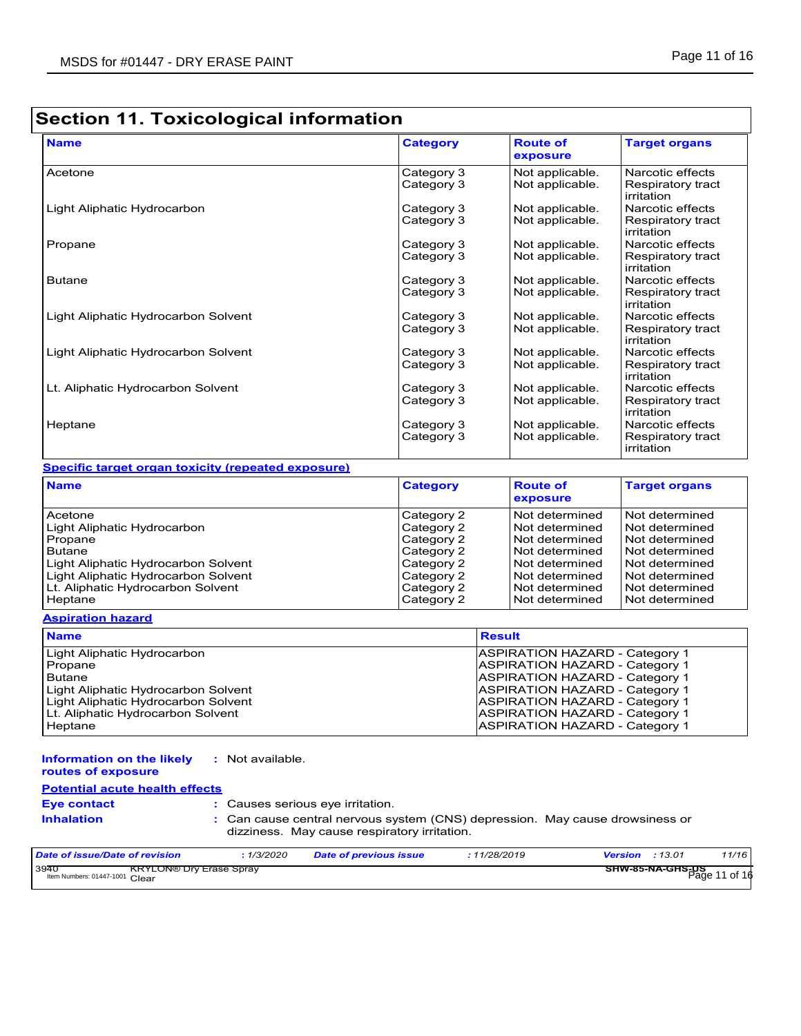## Section 11. Toxicological information

| Name | Category | Route of exposure | Target organs |
|---|---|---|---|
| Acetone | Category 3<br>Category 3 | Not applicable.<br>Not applicable. | Narcotic effects<br>Respiratory tract irritation |
| Light Aliphatic Hydrocarbon | Category 3<br>Category 3 | Not applicable.<br>Not applicable. | Narcotic effects<br>Respiratory tract irritation |
| Propane | Category 3<br>Category 3 | Not applicable.<br>Not applicable. | Narcotic effects<br>Respiratory tract irritation |
| Butane | Category 3<br>Category 3 | Not applicable.<br>Not applicable. | Narcotic effects<br>Respiratory tract irritation |
| Light Aliphatic Hydrocarbon Solvent | Category 3<br>Category 3 | Not applicable.<br>Not applicable. | Narcotic effects<br>Respiratory tract irritation |
| Light Aliphatic Hydrocarbon Solvent | Category 3<br>Category 3 | Not applicable.<br>Not applicable. | Narcotic effects<br>Respiratory tract irritation |
| Lt. Aliphatic Hydrocarbon Solvent | Category 3<br>Category 3 | Not applicable.<br>Not applicable. | Narcotic effects<br>Respiratory tract irritation |
| Heptane | Category 3<br>Category 3 | Not applicable.<br>Not applicable. | Narcotic effects<br>Respiratory tract irritation |

**Specific target organ toxicity (repeated exposure)**

| Name | Category | Route of exposure | Target organs |
|---|---|---|---|
| Acetone | Category 2 | Not determined | Not determined |
| Light Aliphatic Hydrocarbon | Category 2 | Not determined | Not determined |
| Propane | Category 2 | Not determined | Not determined |
| Butane | Category 2 | Not determined | Not determined |
| Light Aliphatic Hydrocarbon Solvent | Category 2 | Not determined | Not determined |
| Light Aliphatic Hydrocarbon Solvent | Category 2 | Not determined | Not determined |
| Lt. Aliphatic Hydrocarbon Solvent | Category 2 | Not determined | Not determined |
| Heptane | Category 2 | Not determined | Not determined |

**Aspiration hazard**

| Name | Result |
|---|---|
| Light Aliphatic Hydrocarbon | ASPIRATION HAZARD - Category 1 |
| Propane | ASPIRATION HAZARD - Category 1 |
| Butane | ASPIRATION HAZARD - Category 1 |
| Light Aliphatic Hydrocarbon Solvent | ASPIRATION HAZARD - Category 1 |
| Light Aliphatic Hydrocarbon Solvent | ASPIRATION HAZARD - Category 1 |
| Lt. Aliphatic Hydrocarbon Solvent | ASPIRATION HAZARD - Category 1 |
| Heptane | ASPIRATION HAZARD - Category 1 |

**Information on the likely routes of exposure** : Not available.

**Potential acute health effects**

**Eye contact** : Causes serious eye irritation.

**Inhalation** : Can cause central nervous system (CNS) depression. May cause drowsiness or dizziness. May cause respiratory irritation.

| Date of issue/Date of revision | : 1/3/2020 | Date of previous issue | : 11/28/2019 | Version | : 13.01 | 11/16 |
|---|---|---|---|---|---|---|

3940 Item Numbers: 01447-1001 KRYLON® Dry Erase Spray Clear SHW-85-NA-GHS-US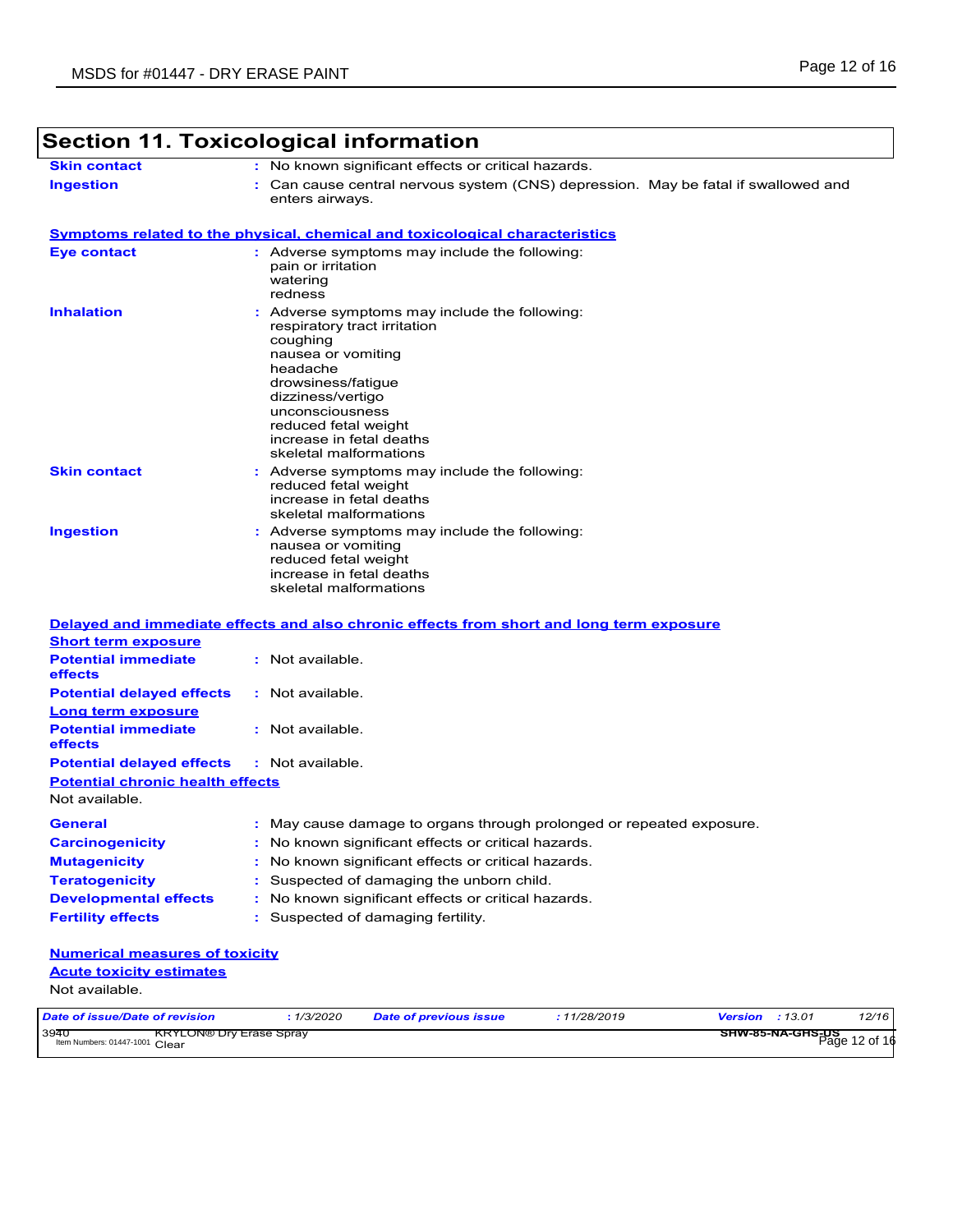## Section 11. Toxicological information

**Skin contact** : No known significant effects or critical hazards.

**Ingestion** : Can cause central nervous system (CNS) depression. May be fatal if swallowed and enters airways.

**Symptoms related to the physical, chemical and toxicological characteristics**

**Eye contact** : Adverse symptoms may include the following:
pain or irritation
watering
redness

**Inhalation** : Adverse symptoms may include the following:
respiratory tract irritation
coughing
nausea or vomiting
headache
drowsiness/fatigue
dizziness/vertigo
unconsciousness
reduced fetal weight
increase in fetal deaths
skeletal malformations

**Skin contact** : Adverse symptoms may include the following:
reduced fetal weight
increase in fetal deaths
skeletal malformations

**Ingestion** : Adverse symptoms may include the following:
nausea or vomiting
reduced fetal weight
increase in fetal deaths
skeletal malformations

**Delayed and immediate effects and also chronic effects from short and long term exposure**

**Short term exposure**

**Potential immediate effects** : Not available.

**Potential delayed effects** : Not available.

**Long term exposure**

**Potential immediate effects** : Not available.

**Potential delayed effects** : Not available.

**Potential chronic health effects**

Not available.

**General** : May cause damage to organs through prolonged or repeated exposure.

**Carcinogenicity** : No known significant effects or critical hazards.

**Mutagenicity** : No known significant effects or critical hazards.

**Teratogenicity** : Suspected of damaging the unborn child.

**Developmental effects** : No known significant effects or critical hazards.

**Fertility effects** : Suspected of damaging fertility.

**Numerical measures of toxicity**

**Acute toxicity estimates**

Not available.

| *Date of issue/Date of revision* | *: 1/3/2020* | *Date of previous issue* | *: 11/28/2019* | *Version* | *: 13.01* |
|---|---|---|---|---|---|

3940 KRYLON® Dry Erase Spray
Item Numbers: 01447-1001 Clear

SHW-85-NA-GHS-US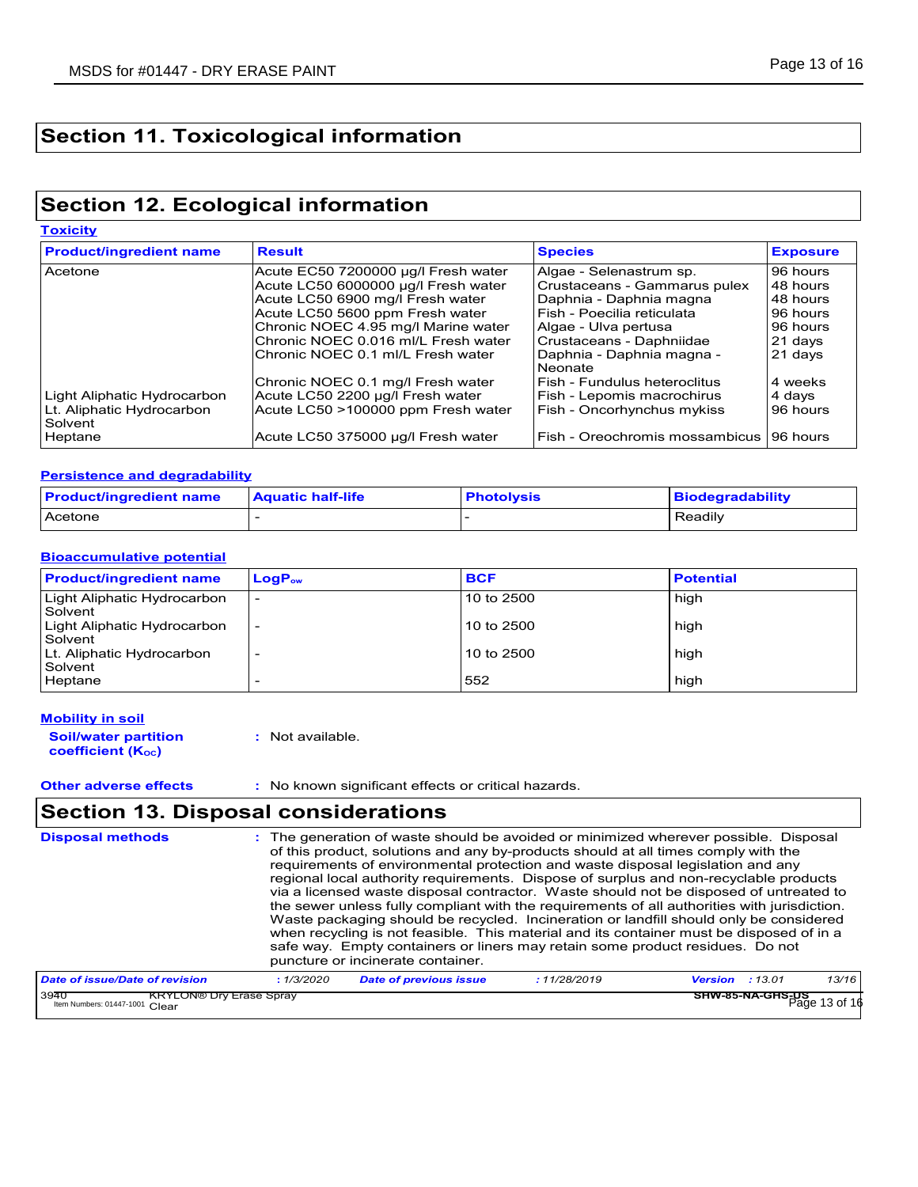## Section 11. Toxicological information

## Section 12. Ecological information

### Toxicity

| Product/ingredient name | Result | Species | Exposure |
|---|---|---|---|
| Acetone | Acute EC50 7200000 µg/l Fresh water | Algae - Selenastrum sp. | 96 hours |
| | Acute LC50 6000000 µg/l Fresh water | Crustaceans - Gammarus pulex | 48 hours |
| | Acute LC50 6900 mg/l Fresh water | Daphnia - Daphnia magna | 48 hours |
| | Acute LC50 5600 ppm Fresh water | Fish - Poecilia reticulata | 96 hours |
| | Chronic NOEC 4.95 mg/l Marine water | Algae - Ulva pertusa | 96 hours |
| | Chronic NOEC 0.016 ml/L Fresh water | Crustaceans - Daphniidae | 21 days |
| | Chronic NOEC 0.1 ml/L Fresh water | Daphnia - Daphnia magna - Neonate | 21 days |
| | Chronic NOEC 0.1 mg/l Fresh water | Fish - Fundulus heteroclitus | 4 weeks |
| Light Aliphatic Hydrocarbon | Acute LC50 2200 µg/l Fresh water | Fish - Lepomis macrochirus | 4 days |
| Lt. Aliphatic Hydrocarbon Solvent | Acute LC50 >100000 ppm Fresh water | Fish - Oncorhynchus mykiss | 96 hours |
| Heptane | Acute LC50 375000 µg/l Fresh water | Fish - Oreochromis mossambicus | 96 hours |

### Persistence and degradability

| Product/ingredient name | Aquatic half-life | Photolysis | Biodegradability |
|---|---|---|---|
| Acetone | - | - | Readily |

### Bioaccumulative potential

| Product/ingredient name | $LogP_{ow}$ | BCF | Potential |
|---|---|---|---|
| Light Aliphatic Hydrocarbon Solvent | - | 10 to 2500 | high |
| Light Aliphatic Hydrocarbon Solvent | - | 10 to 2500 | high |
| Lt. Aliphatic Hydrocarbon Solvent | - | 10 to 2500 | high |
| Heptane | - | 552 | high |

### Mobility in soil

**Soil/water partition coefficient ($K_{OC}$)** : Not available.

**Other adverse effects** : No known significant effects or critical hazards.

## Section 13. Disposal considerations

**Disposal methods** : The generation of waste should be avoided or minimized wherever possible. Disposal of this product, solutions and any by-products should at all times comply with the requirements of environmental protection and waste disposal legislation and any regional local authority requirements. Dispose of surplus and non-recyclable products via a licensed waste disposal contractor. Waste should not be disposed of untreated to the sewer unless fully compliant with the requirements of all authorities with jurisdiction. Waste packaging should be recycled. Incineration or landfill should only be considered when recycling is not feasible. This material and its container must be disposed of in a safe way. Empty containers or liners may retain some product residues. Do not puncture or incinerate container.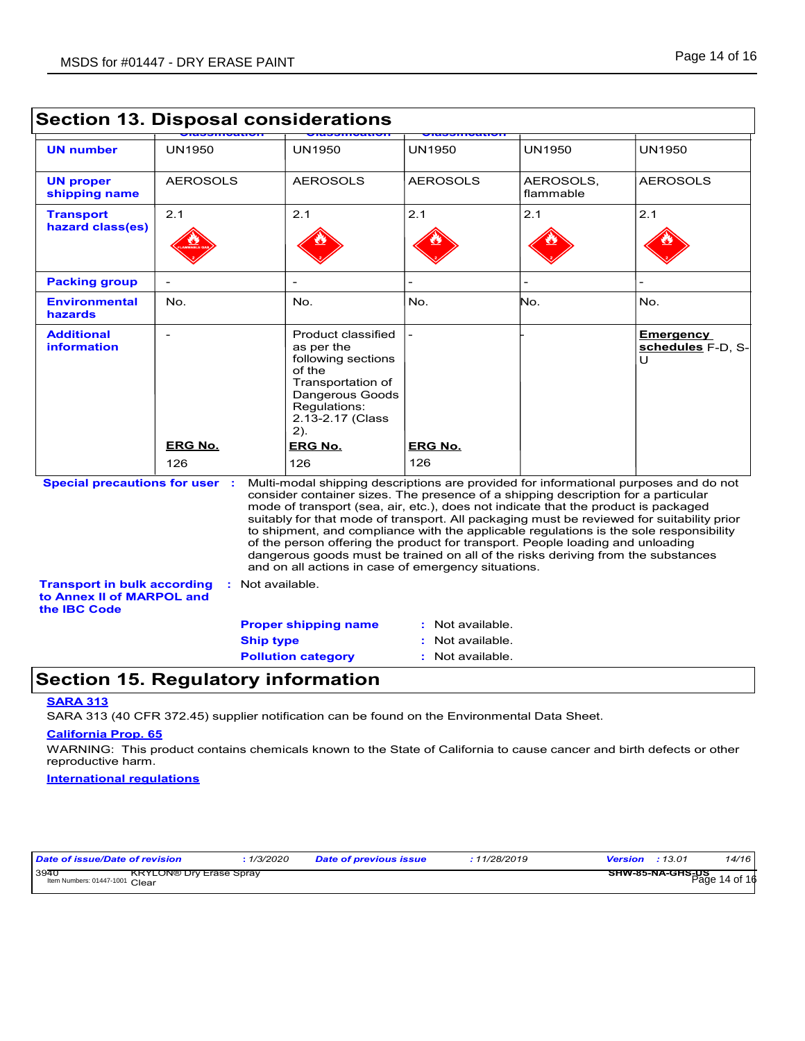## Section 13. Disposal considerations

| | Classification | Classification | Classification | | |
|---|---|---|---|---|---|
| **UN number** | UN1950 | UN1950 | UN1950 | UN1950 | UN1950 |
| **UN proper shipping name** | AEROSOLS | AEROSOLS | AEROSOLS | AEROSOLS, flammable | AEROSOLS |
| **Transport hazard class(es)** | 2.1 | 2.1 | 2.1 | 2.1 | 2.1 |
| **Packing group** | - | - | - | - | - |
| **Environmental hazards** | No. | No. | No. | No. | No. |
| **Additional information** | - **ERG No.** 126 | Product classified as per the following sections of the Transportation of Dangerous Goods Regulations: 2.13-2.17 (Class 2). **ERG No.** 126 | - **ERG No.** 126 | - | **Emergency schedules** F-D, S-U |

**Special precautions for user** : Multi-modal shipping descriptions are provided for informational purposes and do not consider container sizes. The presence of a shipping description for a particular mode of transport (sea, air, etc.), does not indicate that the product is packaged suitably for that mode of transport. All packaging must be reviewed for suitability prior to shipment, and compliance with the applicable regulations is the sole responsibility of the person offering the product for transport. People loading and unloading dangerous goods must be trained on all of the risks deriving from the substances and on all actions in case of emergency situations.

**Transport in bulk according to Annex II of MARPOL and the IBC Code** : Not available.

**Proper shipping name** : Not available.
**Ship type** : Not available.
**Pollution category** : Not available.

## Section 15. Regulatory information

**SARA 313**

SARA 313 (40 CFR 372.45) supplier notification can be found on the Environmental Data Sheet.

**California Prop. 65**

WARNING: This product contains chemicals known to the State of California to cause cancer and birth defects or other reproductive harm.

**International regulations**

| *Date of issue/Date of revision* | : 1/3/2020 | *Date of previous issue* | : 11/28/2019 | *Version* | : 13.01 |
|---|---|---|---|---|---|

3940 KRYLON® Dry Erase Spray Clear — Item Numbers: 01447-1001 — SHW-85-NA-GHS-US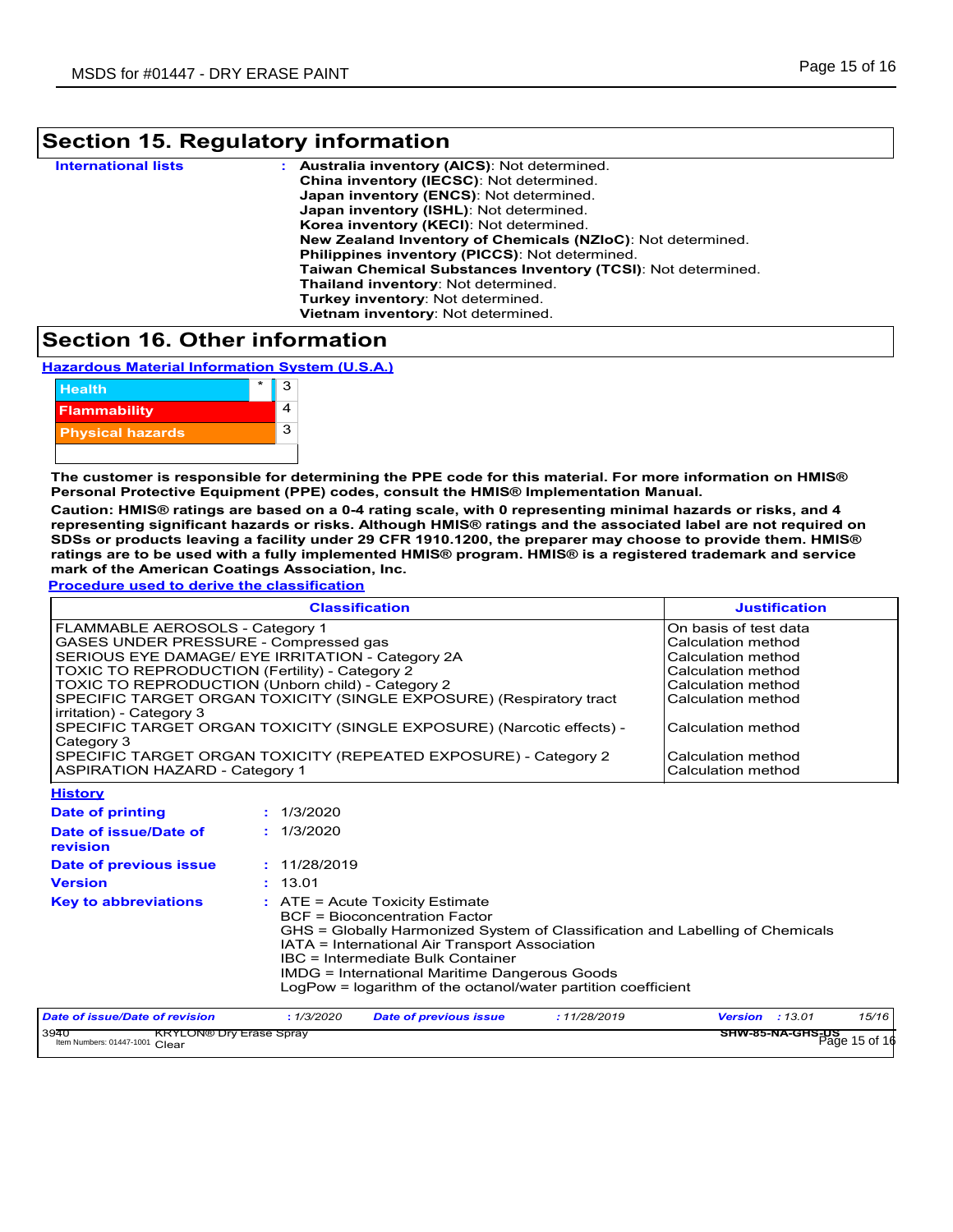## Section 15. Regulatory information

**International lists** : **Australia inventory (AICS)**: Not determined.
**China inventory (IECSC)**: Not determined.
**Japan inventory (ENCS)**: Not determined.
**Japan inventory (ISHL)**: Not determined.
**Korea inventory (KECI)**: Not determined.
**New Zealand Inventory of Chemicals (NZIoC)**: Not determined.
**Philippines inventory (PICCS)**: Not determined.
**Taiwan Chemical Substances Inventory (TCSI)**: Not determined.
**Thailand inventory**: Not determined.
**Turkey inventory**: Not determined.
**Vietnam inventory**: Not determined.

## Section 16. Other information

**Hazardous Material Information System (U.S.A.)**

| | | |
|---|---|---|
| Health | * | 3 |
| Flammability | | 4 |
| Physical hazards | | 3 |

**The customer is responsible for determining the PPE code for this material. For more information on HMIS® Personal Protective Equipment (PPE) codes, consult the HMIS® Implementation Manual.**

**Caution: HMIS® ratings are based on a 0-4 rating scale, with 0 representing minimal hazards or risks, and 4 representing significant hazards or risks. Although HMIS® ratings and the associated label are not required on SDSs or products leaving a facility under 29 CFR 1910.1200, the preparer may choose to provide them. HMIS® ratings are to be used with a fully implemented HMIS® program. HMIS® is a registered trademark and service mark of the American Coatings Association, Inc.**

**Procedure used to derive the classification**

| Classification | Justification |
|---|---|
| FLAMMABLE AEROSOLS - Category 1 | On basis of test data |
| GASES UNDER PRESSURE - Compressed gas | Calculation method |
| SERIOUS EYE DAMAGE/ EYE IRRITATION - Category 2A | Calculation method |
| TOXIC TO REPRODUCTION (Fertility) - Category 2 | Calculation method |
| TOXIC TO REPRODUCTION (Unborn child) - Category 2 | Calculation method |
| SPECIFIC TARGET ORGAN TOXICITY (SINGLE EXPOSURE) (Respiratory tract irritation) - Category 3 | Calculation method |
| SPECIFIC TARGET ORGAN TOXICITY (SINGLE EXPOSURE) (Narcotic effects) - Category 3 | Calculation method |
| SPECIFIC TARGET ORGAN TOXICITY (REPEATED EXPOSURE) - Category 2 | Calculation method |
| ASPIRATION HAZARD - Category 1 | Calculation method |

**History**

**Date of printing** : 1/3/2020

**Date of issue/Date of revision** : 1/3/2020

**Date of previous issue** : 11/28/2019

**Version** : 13.01

**Key to abbreviations** : ATE = Acute Toxicity Estimate
BCF = Bioconcentration Factor
GHS = Globally Harmonized System of Classification and Labelling of Chemicals
IATA = International Air Transport Association
IBC = Intermediate Bulk Container
IMDG = International Maritime Dangerous Goods
LogPow = logarithm of the octanol/water partition coefficient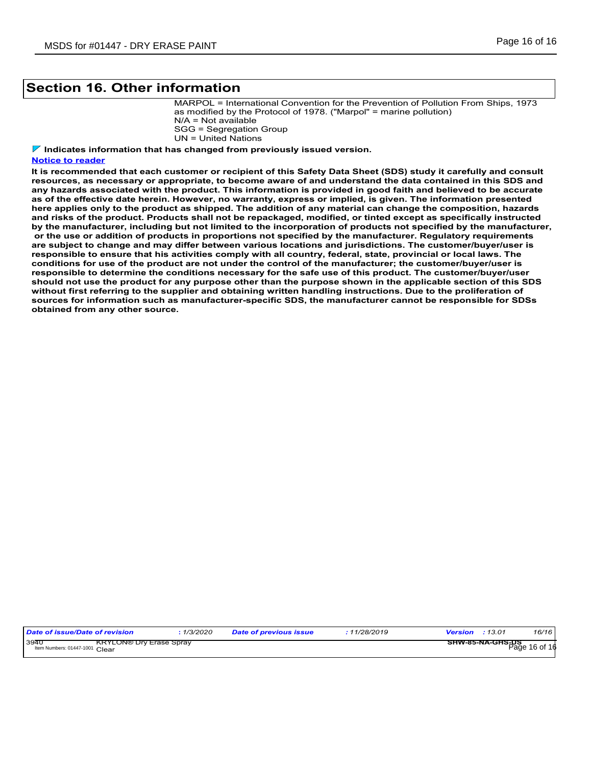## Section 16. Other information

MARPOL = International Convention for the Prevention of Pollution From Ships, 1973 as modified by the Protocol of 1978. ("Marpol" = marine pollution)
N/A = Not available
SGG = Segregation Group
UN = United Nations

**Indicates information that has changed from previously issued version.**

**Notice to reader**

**It is recommended that each customer or recipient of this Safety Data Sheet (SDS) study it carefully and consult resources, as necessary or appropriate, to become aware of and understand the data contained in this SDS and any hazards associated with the product. This information is provided in good faith and believed to be accurate as of the effective date herein. However, no warranty, express or implied, is given. The information presented here applies only to the product as shipped. The addition of any material can change the composition, hazards and risks of the product. Products shall not be repackaged, modified, or tinted except as specifically instructed by the manufacturer, including but not limited to the incorporation of products not specified by the manufacturer, or the use or addition of products in proportions not specified by the manufacturer. Regulatory requirements are subject to change and may differ between various locations and jurisdictions. The customer/buyer/user is responsible to ensure that his activities comply with all country, federal, state, provincial or local laws. The conditions for use of the product are not under the control of the manufacturer; the customer/buyer/user is responsible to determine the conditions necessary for the safe use of this product. The customer/buyer/user should not use the product for any purpose other than the purpose shown in the applicable section of this SDS without first referring to the supplier and obtaining written handling instructions. Due to the proliferation of sources for information such as manufacturer-specific SDS, the manufacturer cannot be responsible for SDSs obtained from any other source.**